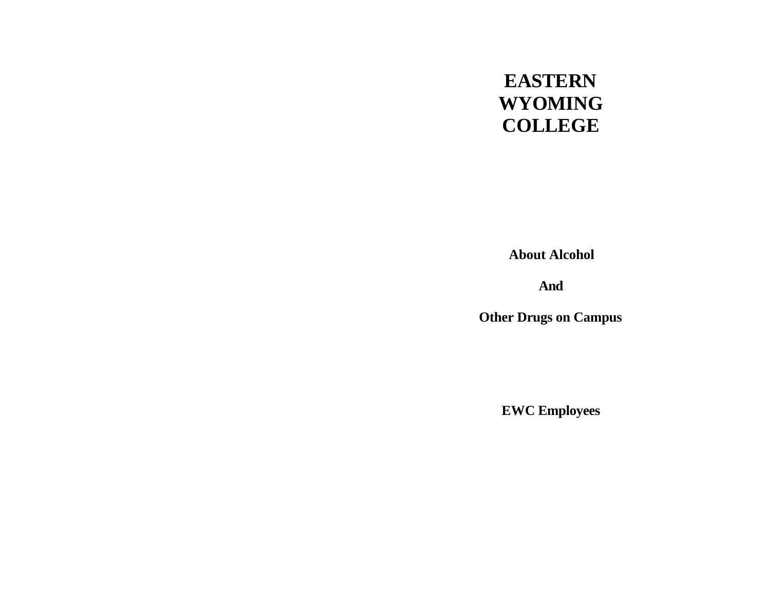# EASTERN WYOMING COLLEGE

**About Alcohol**

**And**

**Other Drugs on Campus**

**EWC Employees**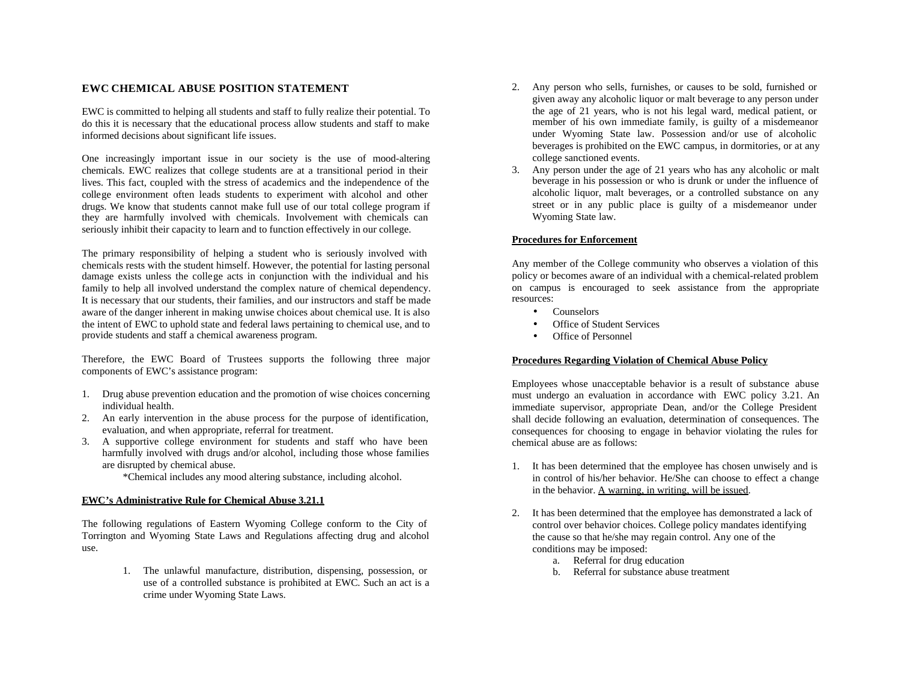## EWC CHEMICAL ABUSE POSITION STATEMENT

EWC is committed to helping all students and staff to fully realize their potential. To do this it is necessary that the educational process allow students and staff to make informed decisions about significant life issues.

One increasingly important issue in our society is the use of mood-altering chemicals. EWC realizes that college students are at a transitional period in their lives. This fact, coupled with the stress of academics and the independence of the college environment often leads students to experiment with alcohol and other drugs. We know that students cannot make full use of our total college program if they are harmfully involved with chemicals. Involvement with chemicals can seriously inhibit their capacity to learn and to function effectively in our college.

The primary responsibility of helping a student who is seriously involved with chemicals rests with the student himself. However, the potential for lasting personal damage exists unless the college acts in conjunction with the individual and his family to help all involved understand the complex nature of chemical dependency. It is necessary that our students, their families, and our instructors and staff be made aware of the danger inherent in making unwise choices about chemical use. It is also the intent of EWC to uphold state and federal laws pertaining to chemical use, and to provide students and staff a chemical awareness program.

Therefore, the EWC Board of Trustees supports the following three major components of EWC's assistance program:

1. Drug abuse prevention education and the promotion of wise choices concerning individual health.
2. An early intervention in the abuse process for the purpose of identification, evaluation, and when appropriate, referral for treatment.
3. A supportive college environment for students and staff who have been harmfully involved with drugs and/or alcohol, including those whose families are disrupted by chemical abuse.

   *Chemical includes any mood altering substance, including alcohol.

**EWC's Administrative Rule for Chemical Abuse 3.21.1**

The following regulations of Eastern Wyoming College conform to the City of Torrington and Wyoming State Laws and Regulations affecting drug and alcohol use.

1. The unlawful manufacture, distribution, dispensing, possession, or use of a controlled substance is prohibited at EWC. Such an act is a crime under Wyoming State Laws.
2. Any person who sells, furnishes, or causes to be sold, furnished or given away any alcoholic liquor or malt beverage to any person under the age of 21 years, who is not his legal ward, medical patient, or member of his own immediate family, is guilty of a misdemeanor under Wyoming State law. Possession and/or use of alcoholic beverages is prohibited on the EWC campus, in dormitories, or at any college sanctioned events.
3. Any person under the age of 21 years who has any alcoholic or malt beverage in his possession or who is drunk or under the influence of alcoholic liquor, malt beverages, or a controlled substance on any street or in any public place is guilty of a misdemeanor under Wyoming State law.

**Procedures for Enforcement**

Any member of the College community who observes a violation of this policy or becomes aware of an individual with a chemical-related problem on campus is encouraged to seek assistance from the appropriate resources:

- Counselors
- Office of Student Services
- Office of Personnel

**Procedures Regarding Violation of Chemical Abuse Policy**

Employees whose unacceptable behavior is a result of substance abuse must undergo an evaluation in accordance with EWC policy 3.21. An immediate supervisor, appropriate Dean, and/or the College President shall decide following an evaluation, determination of consequences. The consequences for choosing to engage in behavior violating the rules for chemical abuse are as follows:

1. It has been determined that the employee has chosen unwisely and is in control of his/her behavior. He/She can choose to effect a change in the behavior. A warning, in writing, will be issued.

2. It has been determined that the employee has demonstrated a lack of control over behavior choices. College policy mandates identifying the cause so that he/she may regain control. Any one of the conditions may be imposed:
   a. Referral for drug education
   b. Referral for substance abuse treatment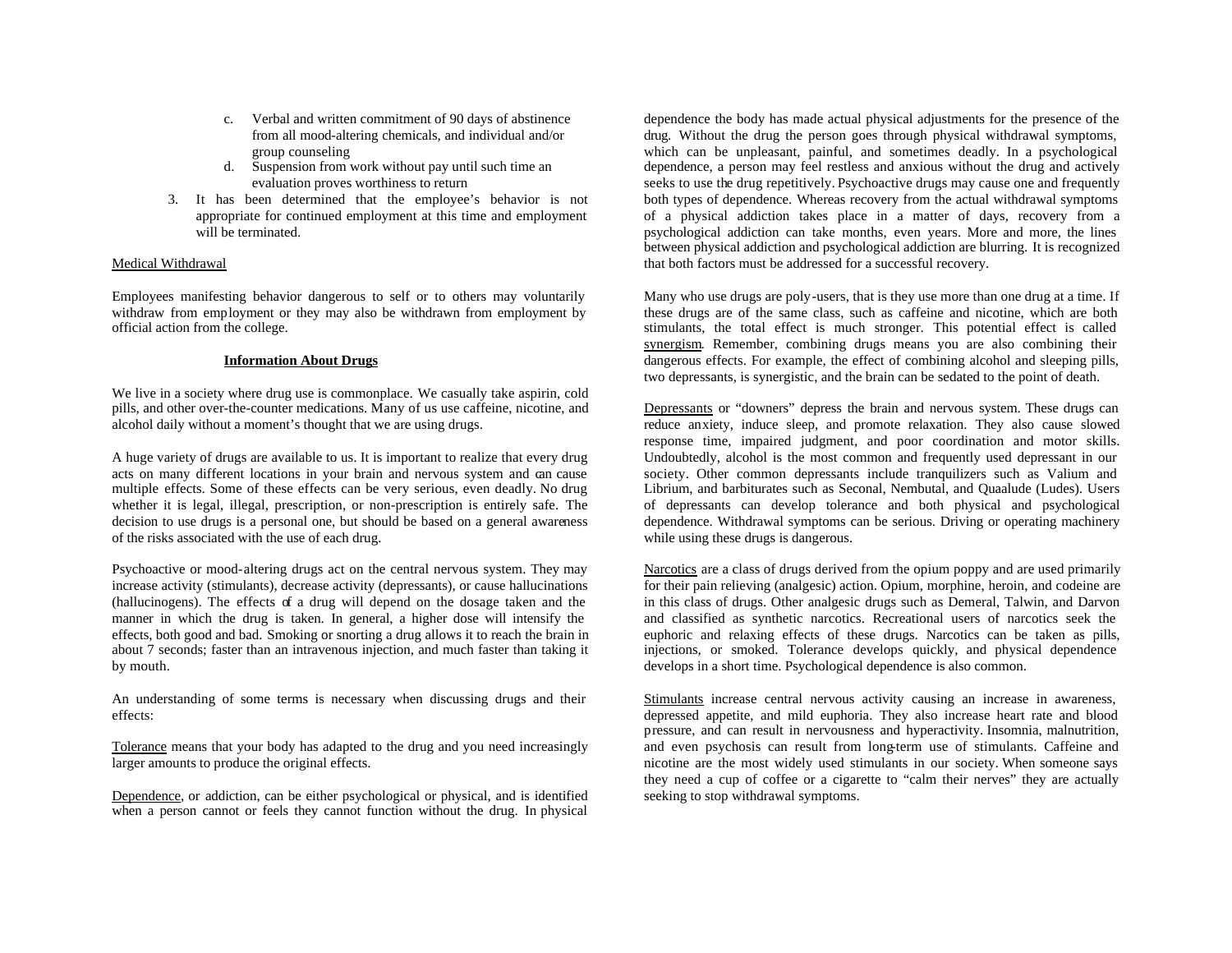c. Verbal and written commitment of 90 days of abstinence from all mood-altering chemicals, and individual and/or group counseling
d. Suspension from work without pay until such time an evaluation proves worthiness to return

3. It has been determined that the employee's behavior is not appropriate for continued employment at this time and employment will be terminated.

Medical Withdrawal

Employees manifesting behavior dangerous to self or to others may voluntarily withdraw from employment or they may also be withdrawn from employment by official action from the college.

**Information About Drugs**

We live in a society where drug use is commonplace. We casually take aspirin, cold pills, and other over-the-counter medications. Many of us use caffeine, nicotine, and alcohol daily without a moment's thought that we are using drugs.

A huge variety of drugs are available to us. It is important to realize that every drug acts on many different locations in your brain and nervous system and can cause multiple effects. Some of these effects can be very serious, even deadly. No drug whether it is legal, illegal, prescription, or non-prescription is entirely safe. The decision to use drugs is a personal one, but should be based on a general awareness of the risks associated with the use of each drug.

Psychoactive or mood-altering drugs act on the central nervous system. They may increase activity (stimulants), decrease activity (depressants), or cause hallucinations (hallucinogens). The effects of a drug will depend on the dosage taken and the manner in which the drug is taken. In general, a higher dose will intensify the effects, both good and bad. Smoking or snorting a drug allows it to reach the brain in about 7 seconds; faster than an intravenous injection, and much faster than taking it by mouth.

An understanding of some terms is necessary when discussing drugs and their effects:

Tolerance means that your body has adapted to the drug and you need increasingly larger amounts to produce the original effects.

Dependence, or addiction, can be either psychological or physical, and is identified when a person cannot or feels they cannot function without the drug. In physical dependence the body has made actual physical adjustments for the presence of the drug. Without the drug the person goes through physical withdrawal symptoms, which can be unpleasant, painful, and sometimes deadly. In a psychological dependence, a person may feel restless and anxious without the drug and actively seeks to use the drug repetitively. Psychoactive drugs may cause one and frequently both types of dependence. Whereas recovery from the actual withdrawal symptoms of a physical addiction takes place in a matter of days, recovery from a psychological addiction can take months, even years. More and more, the lines between physical addiction and psychological addiction are blurring. It is recognized that both factors must be addressed for a successful recovery.

Many who use drugs are poly-users, that is they use more than one drug at a time. If these drugs are of the same class, such as caffeine and nicotine, which are both stimulants, the total effect is much stronger. This potential effect is called synergism. Remember, combining drugs means you are also combining their dangerous effects. For example, the effect of combining alcohol and sleeping pills, two depressants, is synergistic, and the brain can be sedated to the point of death.

Depressants or "downers" depress the brain and nervous system. These drugs can reduce anxiety, induce sleep, and promote relaxation. They also cause slowed response time, impaired judgment, and poor coordination and motor skills. Undoubtedly, alcohol is the most common and frequently used depressant in our society. Other common depressants include tranquilizers such as Valium and Librium, and barbiturates such as Seconal, Nembutal, and Quaalude (Ludes). Users of depressants can develop tolerance and both physical and psychological dependence. Withdrawal symptoms can be serious. Driving or operating machinery while using these drugs is dangerous.

Narcotics are a class of drugs derived from the opium poppy and are used primarily for their pain relieving (analgesic) action. Opium, morphine, heroin, and codeine are in this class of drugs. Other analgesic drugs such as Demeral, Talwin, and Darvon and classified as synthetic narcotics. Recreational users of narcotics seek the euphoric and relaxing effects of these drugs. Narcotics can be taken as pills, injections, or smoked. Tolerance develops quickly, and physical dependence develops in a short time. Psychological dependence is also common.

Stimulants increase central nervous activity causing an increase in awareness, depressed appetite, and mild euphoria. They also increase heart rate and blood pressure, and can result in nervousness and hyperactivity. Insomnia, malnutrition, and even psychosis can result from long-term use of stimulants. Caffeine and nicotine are the most widely used stimulants in our society. When someone says they need a cup of coffee or a cigarette to "calm their nerves" they are actually seeking to stop withdrawal symptoms.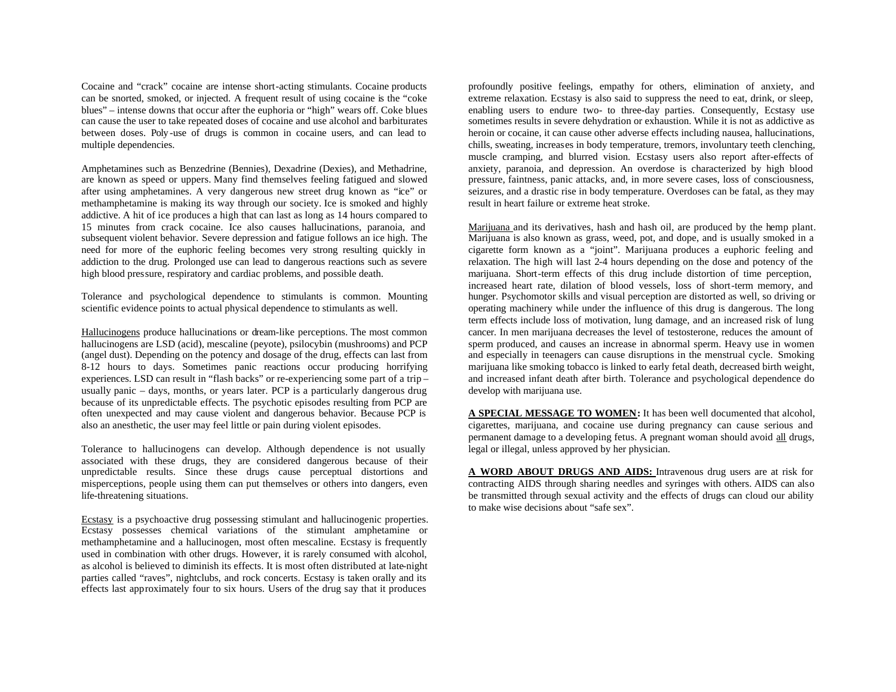Cocaine and "crack" cocaine are intense short-acting stimulants. Cocaine products can be snorted, smoked, or injected. A frequent result of using cocaine is the "coke blues" – intense downs that occur after the euphoria or "high" wears off. Coke blues can cause the user to take repeated doses of cocaine and use alcohol and barbiturates between doses. Poly-use of drugs is common in cocaine users, and can lead to multiple dependencies.

Amphetamines such as Benzedrine (Bennies), Dexadrine (Dexies), and Methadrine, are known as speed or uppers. Many find themselves feeling fatigued and slowed after using amphetamines. A very dangerous new street drug known as "ice" or methamphetamine is making its way through our society. Ice is smoked and highly addictive. A hit of ice produces a high that can last as long as 14 hours compared to 15 minutes from crack cocaine. Ice also causes hallucinations, paranoia, and subsequent violent behavior. Severe depression and fatigue follows an ice high. The need for more of the euphoric feeling becomes very strong resulting quickly in addiction to the drug. Prolonged use can lead to dangerous reactions such as severe high blood pressure, respiratory and cardiac problems, and possible death.

Tolerance and psychological dependence to stimulants is common. Mounting scientific evidence points to actual physical dependence to stimulants as well.

Hallucinogens produce hallucinations or dream-like perceptions. The most common hallucinogens are LSD (acid), mescaline (peyote), psilocybin (mushrooms) and PCP (angel dust). Depending on the potency and dosage of the drug, effects can last from 8-12 hours to days. Sometimes panic reactions occur producing horrifying experiences. LSD can result in "flash backs" or re-experiencing some part of a trip – usually panic – days, months, or years later. PCP is a particularly dangerous drug because of its unpredictable effects. The psychotic episodes resulting from PCP are often unexpected and may cause violent and dangerous behavior. Because PCP is also an anesthetic, the user may feel little or pain during violent episodes.

Tolerance to hallucinogens can develop. Although dependence is not usually associated with these drugs, they are considered dangerous because of their unpredictable results. Since these drugs cause perceptual distortions and misperceptions, people using them can put themselves or others into dangers, even life-threatening situations.

Ecstasy is a psychoactive drug possessing stimulant and hallucinogenic properties. Ecstasy possesses chemical variations of the stimulant amphetamine or methamphetamine and a hallucinogen, most often mescaline. Ecstasy is frequently used in combination with other drugs. However, it is rarely consumed with alcohol, as alcohol is believed to diminish its effects. It is most often distributed at late-night parties called "raves", nightclubs, and rock concerts. Ecstasy is taken orally and its effects last approximately four to six hours. Users of the drug say that it produces profoundly positive feelings, empathy for others, elimination of anxiety, and extreme relaxation. Ecstasy is also said to suppress the need to eat, drink, or sleep, enabling users to endure two- to three-day parties. Consequently, Ecstasy use sometimes results in severe dehydration or exhaustion. While it is not as addictive as heroin or cocaine, it can cause other adverse effects including nausea, hallucinations, chills, sweating, increases in body temperature, tremors, involuntary teeth clenching, muscle cramping, and blurred vision. Ecstasy users also report after-effects of anxiety, paranoia, and depression. An overdose is characterized by high blood pressure, faintness, panic attacks, and, in more severe cases, loss of consciousness, seizures, and a drastic rise in body temperature. Overdoses can be fatal, as they may result in heart failure or extreme heat stroke.

Marijuana and its derivatives, hash and hash oil, are produced by the hemp plant. Marijuana is also known as grass, weed, pot, and dope, and is usually smoked in a cigarette form known as a "joint". Marijuana produces a euphoric feeling and relaxation. The high will last 2-4 hours depending on the dose and potency of the marijuana. Short-term effects of this drug include distortion of time perception, increased heart rate, dilation of blood vessels, loss of short-term memory, and hunger. Psychomotor skills and visual perception are distorted as well, so driving or operating machinery while under the influence of this drug is dangerous. The long term effects include loss of motivation, lung damage, and an increased risk of lung cancer. In men marijuana decreases the level of testosterone, reduces the amount of sperm produced, and causes an increase in abnormal sperm. Heavy use in women and especially in teenagers can cause disruptions in the menstrual cycle. Smoking marijuana like smoking tobacco is linked to early fetal death, decreased birth weight, and increased infant death after birth. Tolerance and psychological dependence do develop with marijuana use.

**A SPECIAL MESSAGE TO WOMEN:** It has been well documented that alcohol, cigarettes, marijuana, and cocaine use during pregnancy can cause serious and permanent damage to a developing fetus. A pregnant woman should avoid all drugs, legal or illegal, unless approved by her physician.

**A WORD ABOUT DRUGS AND AIDS:** Intravenous drug users are at risk for contracting AIDS through sharing needles and syringes with others. AIDS can also be transmitted through sexual activity and the effects of drugs can cloud our ability to make wise decisions about "safe sex".